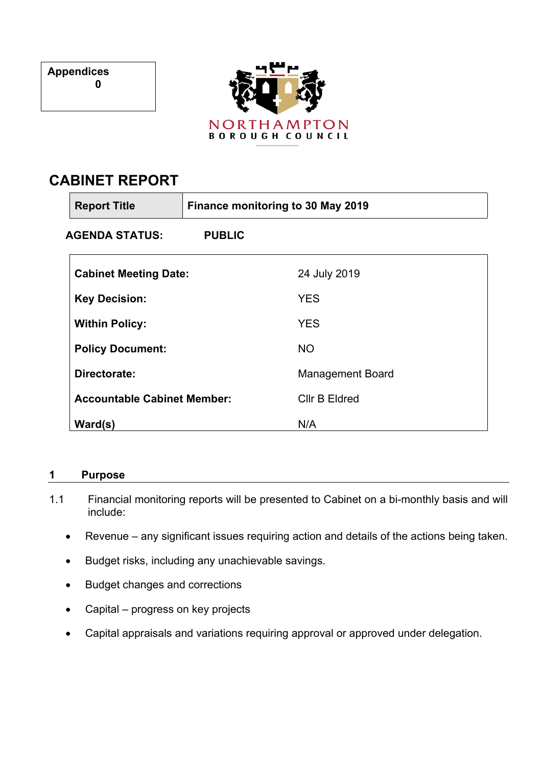| Appendices |
|---|
| 0 |

NORTHAMPTON
BOROUGH COUNCIL

# CABINET REPORT

| Report Title | Finance monitoring to 30 May 2019 |
|---|---|

**AGENDA STATUS: PUBLIC**

| | |
|---|---|
| **Cabinet Meeting Date:** | 24 July 2019 |
| **Key Decision:** | YES |
| **Within Policy:** | YES |
| **Policy Document:** | NO |
| **Directorate:** | Management Board |
| **Accountable Cabinet Member:** | Cllr B Eldred |
| **Ward(s)** | N/A |

## 1 Purpose

1.1 Financial monitoring reports will be presented to Cabinet on a bi-monthly basis and will include:

- Revenue – any significant issues requiring action and details of the actions being taken.
- Budget risks, including any unachievable savings.
- Budget changes and corrections
- Capital – progress on key projects
- Capital appraisals and variations requiring approval or approved under delegation.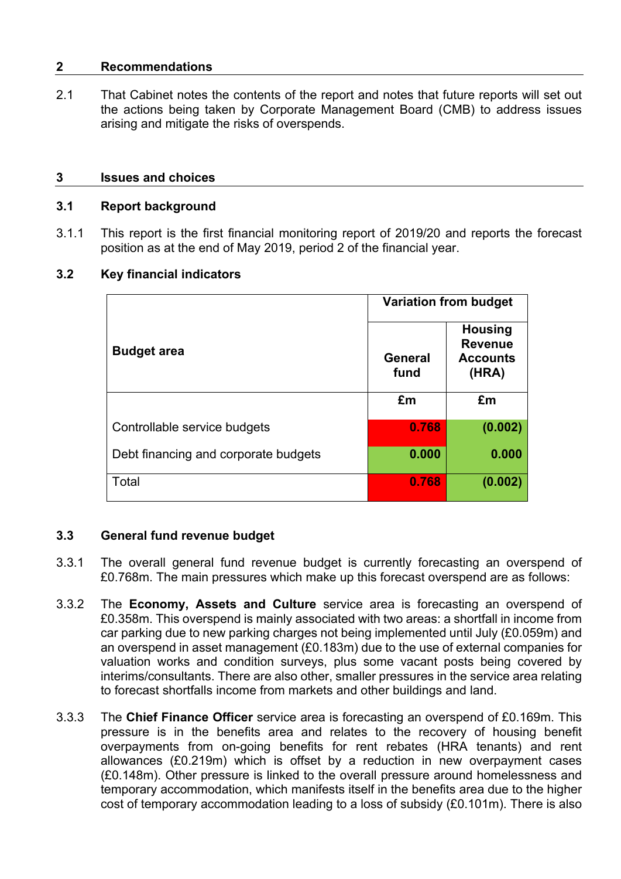## 2 Recommendations

2.1 That Cabinet notes the contents of the report and notes that future reports will set out the actions being taken by Corporate Management Board (CMB) to address issues arising and mitigate the risks of overspends.

## 3 Issues and choices

### 3.1 Report background

3.1.1 This report is the first financial monitoring report of 2019/20 and reports the forecast position as at the end of May 2019, period 2 of the financial year.

### 3.2 Key financial indicators

| Budget area | Variation from budget | |
|---|---|---|
| | **General fund** | **Housing Revenue Accounts (HRA)** |
| | **£m** | **£m** |
| Controllable service budgets | **0.768** | **(0.002)** |
| Debt financing and corporate budgets | **0.000** | **0.000** |
| Total | **0.768** | **(0.002)** |

### 3.3 General fund revenue budget

3.3.1 The overall general fund revenue budget is currently forecasting an overspend of £0.768m. The main pressures which make up this forecast overspend are as follows:

3.3.2 The **Economy, Assets and Culture** service area is forecasting an overspend of £0.358m. This overspend is mainly associated with two areas: a shortfall in income from car parking due to new parking charges not being implemented until July (£0.059m) and an overspend in asset management (£0.183m) due to the use of external companies for valuation works and condition surveys, plus some vacant posts being covered by interims/consultants. There are also other, smaller pressures in the service area relating to forecast shortfalls income from markets and other buildings and land.

3.3.3 The **Chief Finance Officer** service area is forecasting an overspend of £0.169m. This pressure is in the benefits area and relates to the recovery of housing benefit overpayments from on-going benefits for rent rebates (HRA tenants) and rent allowances (£0.219m) which is offset by a reduction in new overpayment cases (£0.148m). Other pressure is linked to the overall pressure around homelessness and temporary accommodation, which manifests itself in the benefits area due to the higher cost of temporary accommodation leading to a loss of subsidy (£0.101m). There is also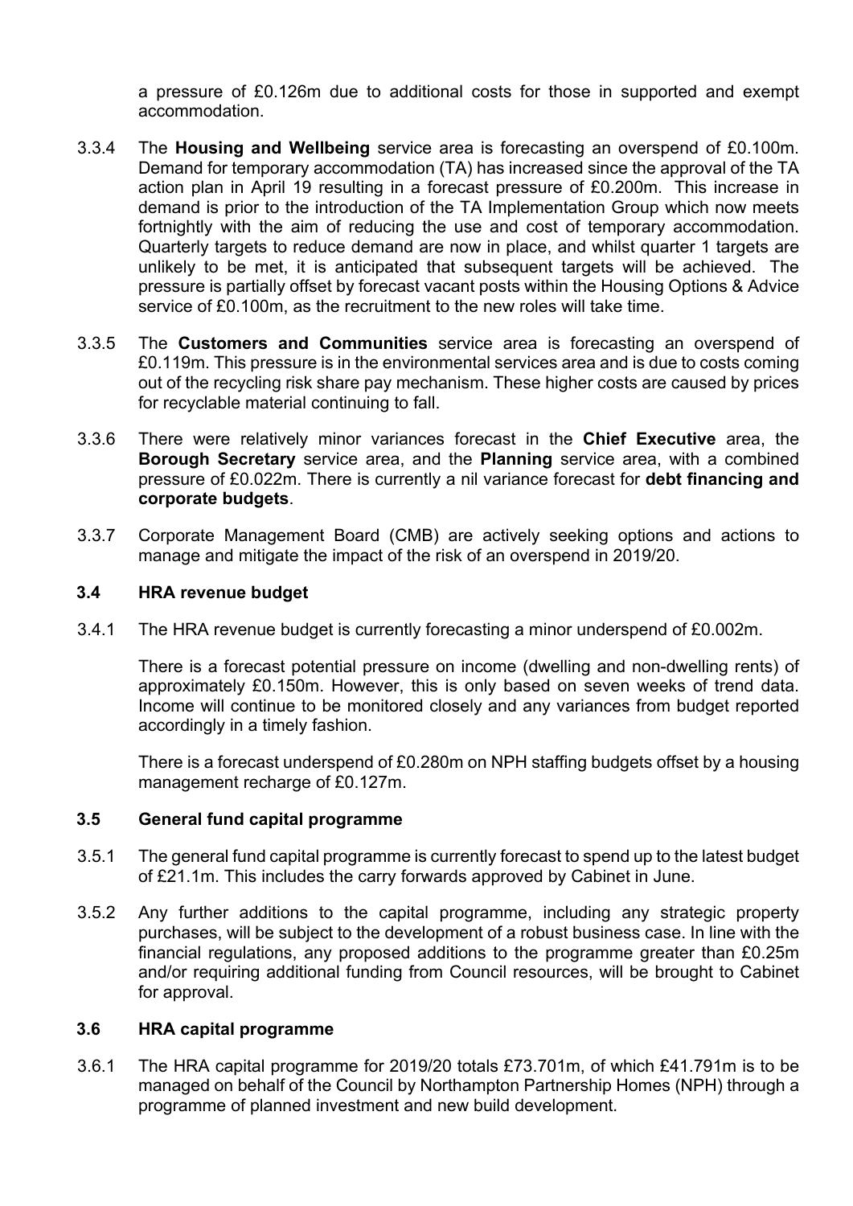a pressure of £0.126m due to additional costs for those in supported and exempt accommodation.

3.3.4 The **Housing and Wellbeing** service area is forecasting an overspend of £0.100m. Demand for temporary accommodation (TA) has increased since the approval of the TA action plan in April 19 resulting in a forecast pressure of £0.200m. This increase in demand is prior to the introduction of the TA Implementation Group which now meets fortnightly with the aim of reducing the use and cost of temporary accommodation. Quarterly targets to reduce demand are now in place, and whilst quarter 1 targets are unlikely to be met, it is anticipated that subsequent targets will be achieved. The pressure is partially offset by forecast vacant posts within the Housing Options & Advice service of £0.100m, as the recruitment to the new roles will take time.

3.3.5 The **Customers and Communities** service area is forecasting an overspend of £0.119m. This pressure is in the environmental services area and is due to costs coming out of the recycling risk share pay mechanism. These higher costs are caused by prices for recyclable material continuing to fall.

3.3.6 There were relatively minor variances forecast in the **Chief Executive** area, the **Borough Secretary** service area, and the **Planning** service area, with a combined pressure of £0.022m. There is currently a nil variance forecast for **debt financing and corporate budgets**.

3.3.7 Corporate Management Board (CMB) are actively seeking options and actions to manage and mitigate the impact of the risk of an overspend in 2019/20.

### 3.4 HRA revenue budget

3.4.1 The HRA revenue budget is currently forecasting a minor underspend of £0.002m.

There is a forecast potential pressure on income (dwelling and non-dwelling rents) of approximately £0.150m. However, this is only based on seven weeks of trend data. Income will continue to be monitored closely and any variances from budget reported accordingly in a timely fashion.

There is a forecast underspend of £0.280m on NPH staffing budgets offset by a housing management recharge of £0.127m.

### 3.5 General fund capital programme

3.5.1 The general fund capital programme is currently forecast to spend up to the latest budget of £21.1m. This includes the carry forwards approved by Cabinet in June.

3.5.2 Any further additions to the capital programme, including any strategic property purchases, will be subject to the development of a robust business case. In line with the financial regulations, any proposed additions to the programme greater than £0.25m and/or requiring additional funding from Council resources, will be brought to Cabinet for approval.

### 3.6 HRA capital programme

3.6.1 The HRA capital programme for 2019/20 totals £73.701m, of which £41.791m is to be managed on behalf of the Council by Northampton Partnership Homes (NPH) through a programme of planned investment and new build development.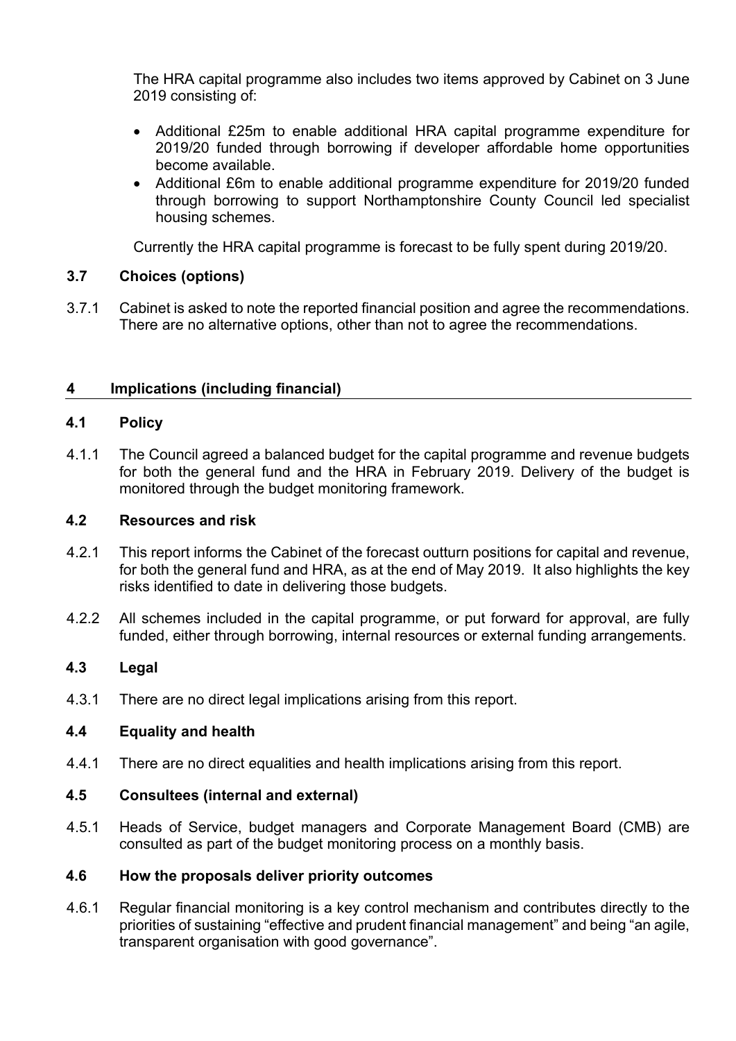The HRA capital programme also includes two items approved by Cabinet on 3 June 2019 consisting of:

- Additional £25m to enable additional HRA capital programme expenditure for 2019/20 funded through borrowing if developer affordable home opportunities become available.
- Additional £6m to enable additional programme expenditure for 2019/20 funded through borrowing to support Northamptonshire County Council led specialist housing schemes.

Currently the HRA capital programme is forecast to be fully spent during 2019/20.

### 3.7 Choices (options)

3.7.1 Cabinet is asked to note the reported financial position and agree the recommendations. There are no alternative options, other than not to agree the recommendations.

## 4 Implications (including financial)

### 4.1 Policy

4.1.1 The Council agreed a balanced budget for the capital programme and revenue budgets for both the general fund and the HRA in February 2019. Delivery of the budget is monitored through the budget monitoring framework.

### 4.2 Resources and risk

4.2.1 This report informs the Cabinet of the forecast outturn positions for capital and revenue, for both the general fund and HRA, as at the end of May 2019. It also highlights the key risks identified to date in delivering those budgets.

4.2.2 All schemes included in the capital programme, or put forward for approval, are fully funded, either through borrowing, internal resources or external funding arrangements.

### 4.3 Legal

4.3.1 There are no direct legal implications arising from this report.

### 4.4 Equality and health

4.4.1 There are no direct equalities and health implications arising from this report.

### 4.5 Consultees (internal and external)

4.5.1 Heads of Service, budget managers and Corporate Management Board (CMB) are consulted as part of the budget monitoring process on a monthly basis.

### 4.6 How the proposals deliver priority outcomes

4.6.1 Regular financial monitoring is a key control mechanism and contributes directly to the priorities of sustaining "effective and prudent financial management" and being "an agile, transparent organisation with good governance".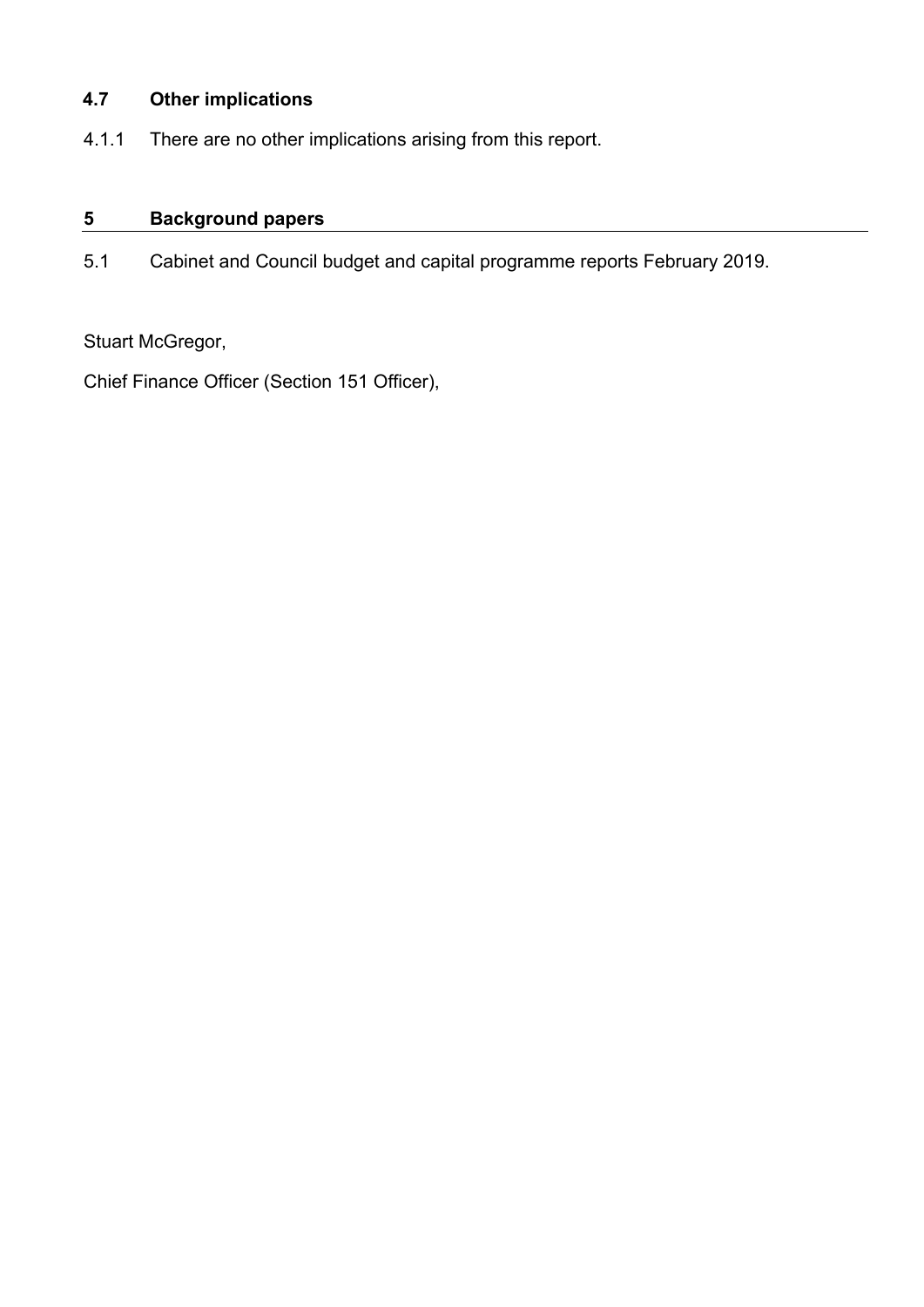### 4.7 Other implications

4.1.1 There are no other implications arising from this report.

## 5 Background papers

5.1 Cabinet and Council budget and capital programme reports February 2019.

Stuart McGregor,

Chief Finance Officer (Section 151 Officer),